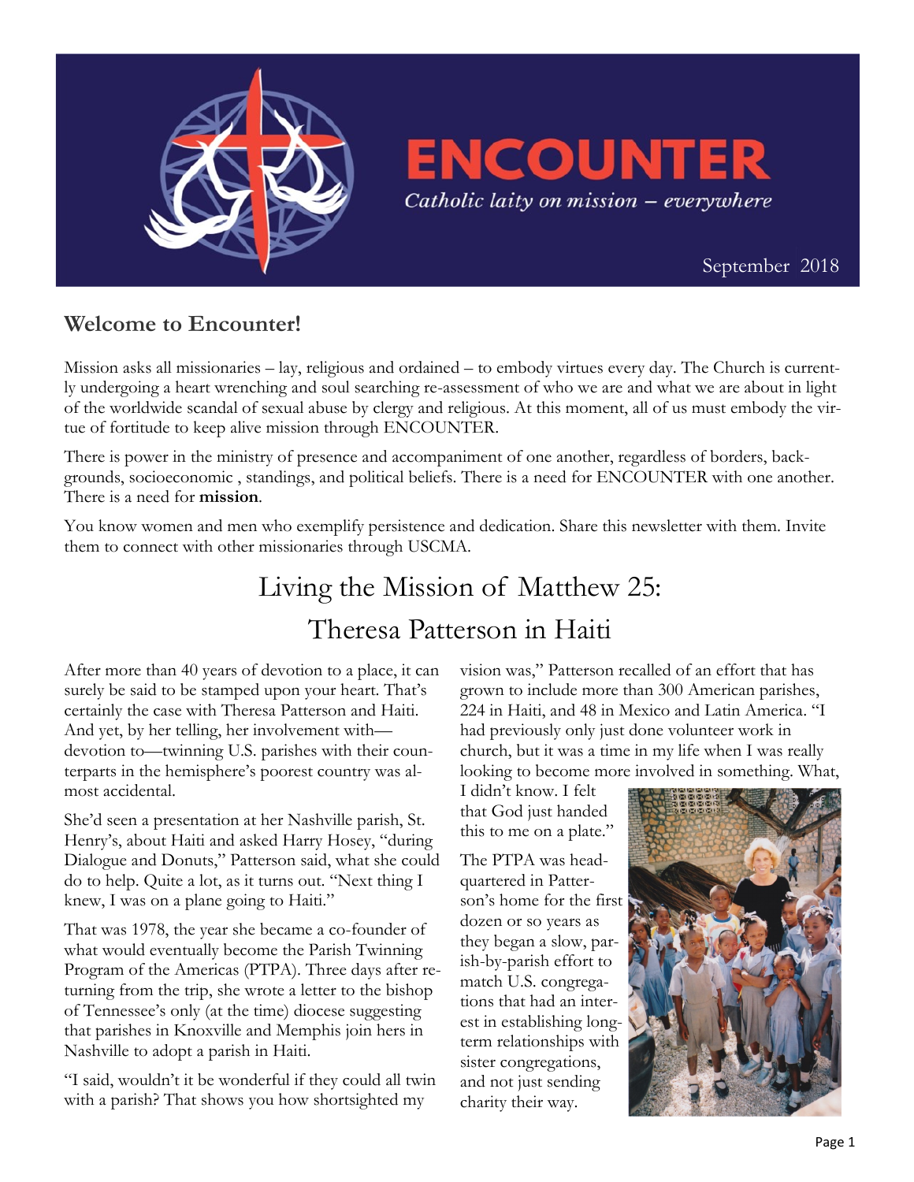# ENCOUNTER

*Catholic laity on mission – everywhere*

September 2018

## Welcome to Encounter!

Mission asks all missionaries – lay, religious and ordained – to embody virtues every day. The Church is currently undergoing a heart wrenching and soul searching re-assessment of who we are and what we are about in light of the worldwide scandal of sexual abuse by clergy and religious. At this moment, all of us must embody the virtue of fortitude to keep alive mission through ENCOUNTER.

There is power in the ministry of presence and accompaniment of one another, regardless of borders, backgrounds, socioeconomic , standings, and political beliefs. There is a need for ENCOUNTER with one another. There is a need for **mission**.

You know women and men who exemplify persistence and dedication. Share this newsletter with them. Invite them to connect with other missionaries through USCMA.

## Living the Mission of Matthew 25: Theresa Patterson in Haiti

After more than 40 years of devotion to a place, it can surely be said to be stamped upon your heart. That's certainly the case with Theresa Patterson and Haiti. And yet, by her telling, her involvement with—devotion to—twinning U.S. parishes with their counterparts in the hemisphere's poorest country was almost accidental.

She'd seen a presentation at her Nashville parish, St. Henry's, about Haiti and asked Harry Hosey, "during Dialogue and Donuts," Patterson said, what she could do to help. Quite a lot, as it turns out. "Next thing I knew, I was on a plane going to Haiti."

That was 1978, the year she became a co-founder of what would eventually become the Parish Twinning Program of the Americas (PTPA). Three days after returning from the trip, she wrote a letter to the bishop of Tennessee's only (at the time) diocese suggesting that parishes in Knoxville and Memphis join hers in Nashville to adopt a parish in Haiti.

"I said, wouldn't it be wonderful if they could all twin with a parish? That shows you how shortsighted my vision was," Patterson recalled of an effort that has grown to include more than 300 American parishes, 224 in Haiti, and 48 in Mexico and Latin America. "I had previously only just done volunteer work in church, but it was a time in my life when I was really looking to become more involved in something. What, I didn't know. I felt that God just handed this to me on a plate."

The PTPA was headquartered in Patterson's home for the first dozen or so years as they began a slow, parish-by-parish effort to match U.S. congregations that had an interest in establishing long-term relationships with sister congregations, and not just sending charity their way.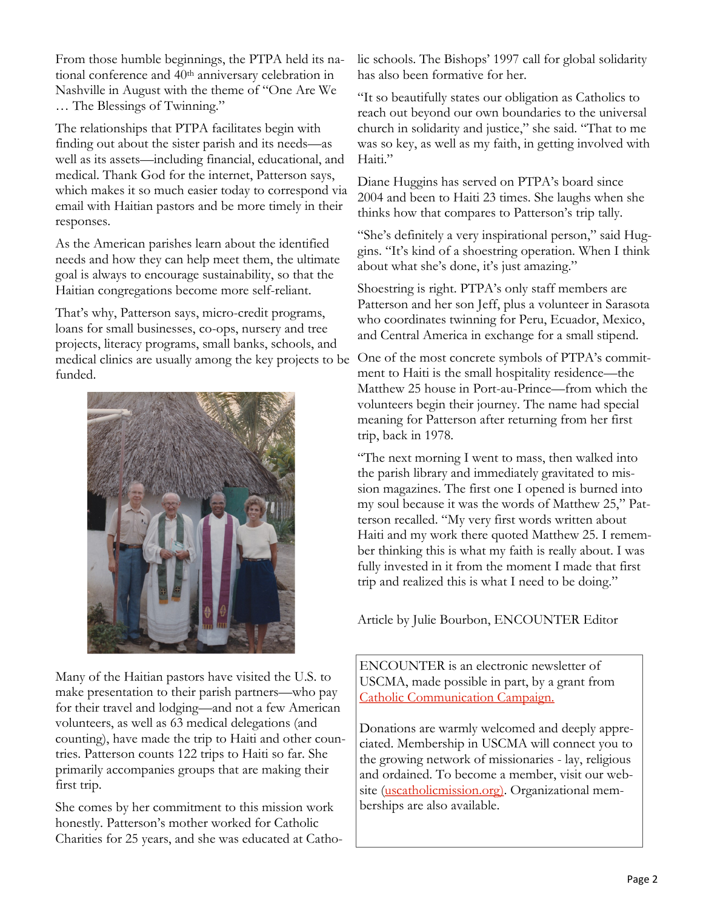From those humble beginnings, the PTPA held its national conference and 40th anniversary celebration in Nashville in August with the theme of "One Are We … The Blessings of Twinning."

The relationships that PTPA facilitates begin with finding out about the sister parish and its needs—as well as its assets—including financial, educational, and medical. Thank God for the internet, Patterson says, which makes it so much easier today to correspond via email with Haitian pastors and be more timely in their responses.

As the American parishes learn about the identified needs and how they can help meet them, the ultimate goal is always to encourage sustainability, so that the Haitian congregations become more self-reliant.

That's why, Patterson says, micro-credit programs, loans for small businesses, co-ops, nursery and tree projects, literacy programs, small banks, schools, and medical clinics are usually among the key projects to be funded.

Many of the Haitian pastors have visited the U.S. to make presentation to their parish partners—who pay for their travel and lodging—and not a few American volunteers, as well as 63 medical delegations (and counting), have made the trip to Haiti and other countries. Patterson counts 122 trips to Haiti so far. She primarily accompanies groups that are making their first trip.

She comes by her commitment to this mission work honestly. Patterson's mother worked for Catholic Charities for 25 years, and she was educated at Catholic schools. The Bishops' 1997 call for global solidarity has also been formative for her.

"It so beautifully states our obligation as Catholics to reach out beyond our own boundaries to the universal church in solidarity and justice," she said. "That to me was so key, as well as my faith, in getting involved with Haiti."

Diane Huggins has served on PTPA's board since 2004 and been to Haiti 23 times. She laughs when she thinks how that compares to Patterson's trip tally.

"She's definitely a very inspirational person," said Huggins. "It's kind of a shoestring operation. When I think about what she's done, it's just amazing."

Shoestring is right. PTPA's only staff members are Patterson and her son Jeff, plus a volunteer in Sarasota who coordinates twinning for Peru, Ecuador, Mexico, and Central America in exchange for a small stipend.

One of the most concrete symbols of PTPA's commitment to Haiti is the small hospitality residence—the Matthew 25 house in Port-au-Prince—from which the volunteers begin their journey. The name had special meaning for Patterson after returning from her first trip, back in 1978.

"The next morning I went to mass, then walked into the parish library and immediately gravitated to mission magazines. The first one I opened is burned into my soul because it was the words of Matthew 25," Patterson recalled. "My very first words written about Haiti and my work there quoted Matthew 25. I remember thinking this is what my faith is really about. I was fully invested in it from the moment I made that first trip and realized this is what I need to be doing."

Article by Julie Bourbon, ENCOUNTER Editor

ENCOUNTER is an electronic newsletter of USCMA, made possible in part, by a grant from Catholic Communication Campaign.

Donations are warmly welcomed and deeply appreciated. Membership in USCMA will connect you to the growing network of missionaries - lay, religious and ordained. To become a member, visit our website (uscatholicmission.org). Organizational memberships are also available.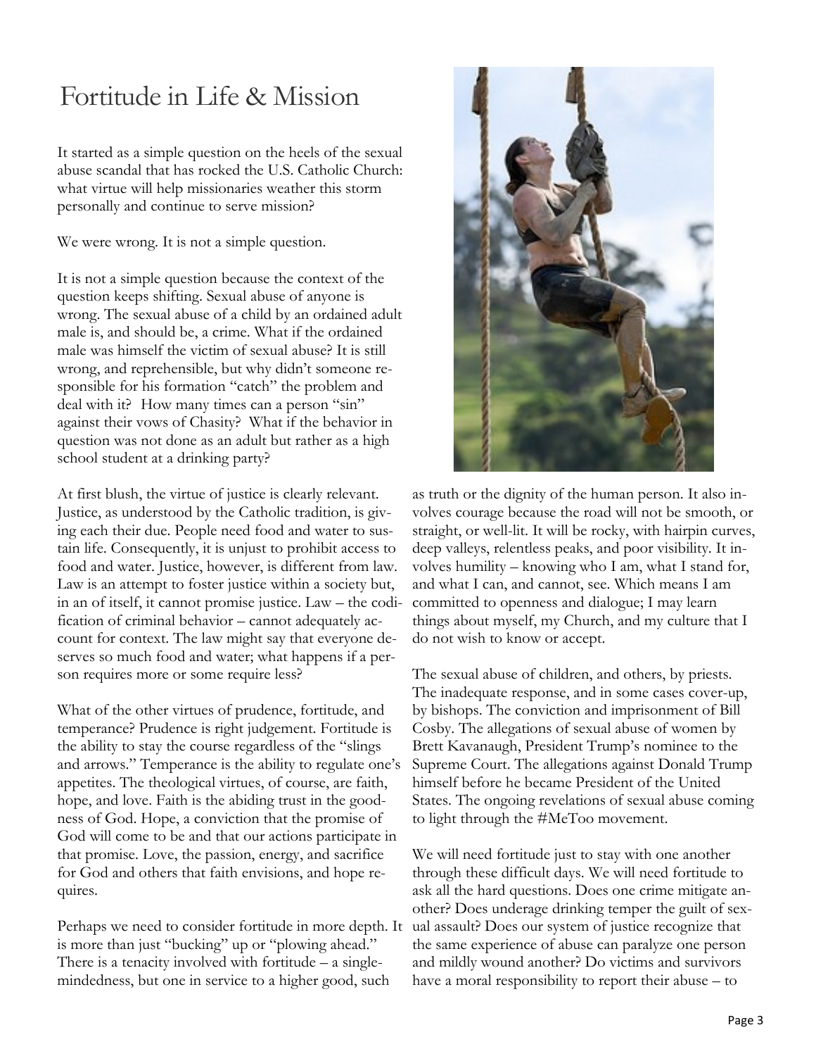# Fortitude in Life & Mission

It started as a simple question on the heels of the sexual abuse scandal that has rocked the U.S. Catholic Church: what virtue will help missionaries weather this storm personally and continue to serve mission?

We were wrong. It is not a simple question.

It is not a simple question because the context of the question keeps shifting. Sexual abuse of anyone is wrong. The sexual abuse of a child by an ordained adult male is, and should be, a crime. What if the ordained male was himself the victim of sexual abuse? It is still wrong, and reprehensible, but why didn't someone responsible for his formation "catch" the problem and deal with it? How many times can a person "sin" against their vows of Chasity? What if the behavior in question was not done as an adult but rather as a high school student at a drinking party?

At first blush, the virtue of justice is clearly relevant. Justice, as understood by the Catholic tradition, is giving each their due. People need food and water to sustain life. Consequently, it is unjust to prohibit access to food and water. Justice, however, is different from law. Law is an attempt to foster justice within a society but, in an of itself, it cannot promise justice. Law – the codification of criminal behavior – cannot adequately account for context. The law might say that everyone deserves so much food and water; what happens if a person requires more or some require less?

What of the other virtues of prudence, fortitude, and temperance? Prudence is right judgement. Fortitude is the ability to stay the course regardless of the "slings and arrows." Temperance is the ability to regulate one's appetites. The theological virtues, of course, are faith, hope, and love. Faith is the abiding trust in the goodness of God. Hope, a conviction that the promise of God will come to be and that our actions participate in that promise. Love, the passion, energy, and sacrifice for God and others that faith envisions, and hope requires.

Perhaps we need to consider fortitude in more depth. It is more than just "bucking" up or "plowing ahead." There is a tenacity involved with fortitude – a single-mindedness, but one in service to a higher good, such as truth or the dignity of the human person. It also involves courage because the road will not be smooth, or straight, or well-lit. It will be rocky, with hairpin curves, deep valleys, relentless peaks, and poor visibility. It involves humility – knowing who I am, what I stand for, and what I can, and cannot, see. Which means I am committed to openness and dialogue; I may learn things about myself, my Church, and my culture that I do not wish to know or accept.

The sexual abuse of children, and others, by priests. The inadequate response, and in some cases cover-up, by bishops. The conviction and imprisonment of Bill Cosby. The allegations of sexual abuse of women by Brett Kavanaugh, President Trump's nominee to the Supreme Court. The allegations against Donald Trump himself before he became President of the United States. The ongoing revelations of sexual abuse coming to light through the #MeToo movement.

We will need fortitude just to stay with one another through these difficult days. We will need fortitude to ask all the hard questions. Does one crime mitigate another? Does underage drinking temper the guilt of sexual assault? Does our system of justice recognize that the same experience of abuse can paralyze one person and mildly wound another? Do victims and survivors have a moral responsibility to report their abuse – to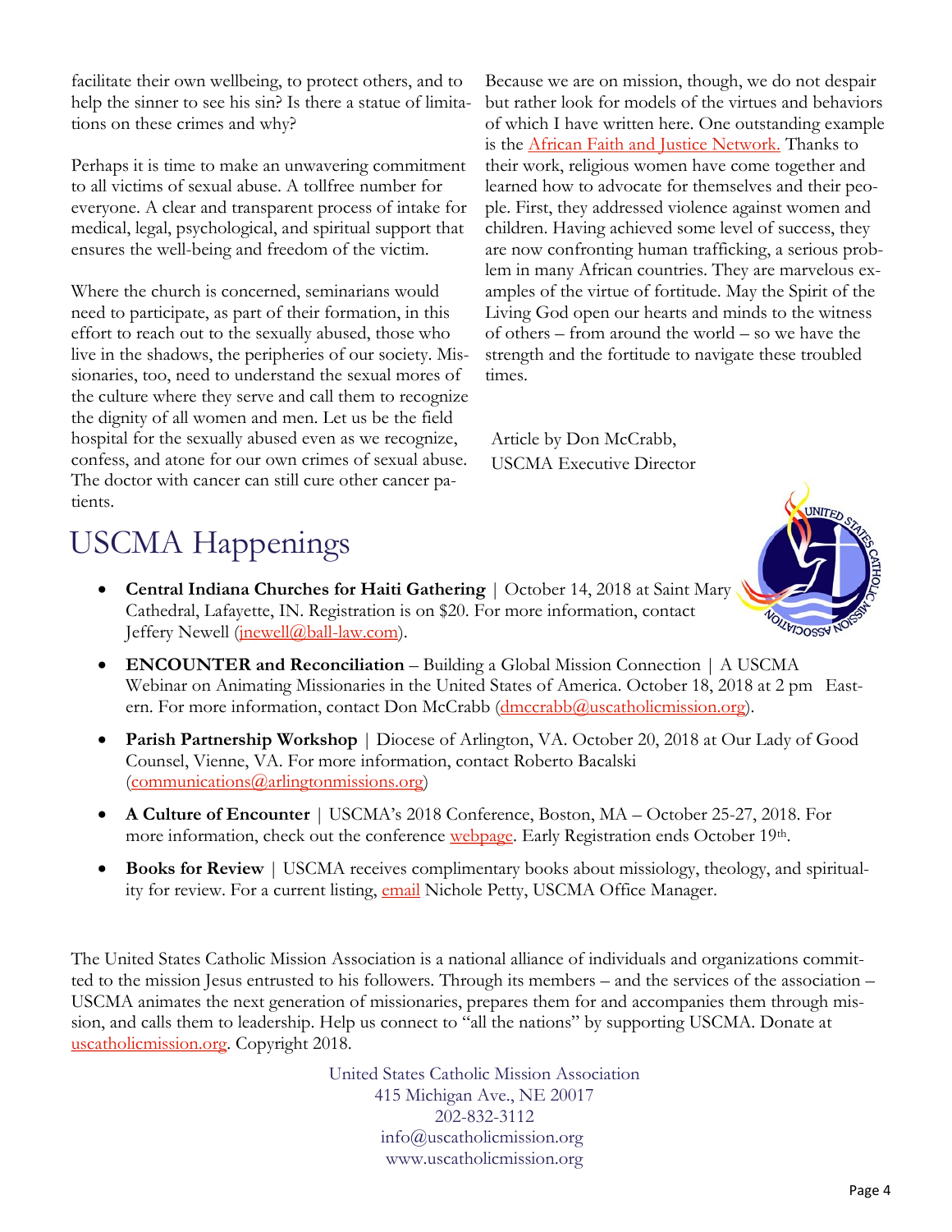facilitate their own wellbeing, to protect others, and to help the sinner to see his sin? Is there a statue of limitations on these crimes and why?

Perhaps it is time to make an unwavering commitment to all victims of sexual abuse. A tollfree number for everyone. A clear and transparent process of intake for medical, legal, psychological, and spiritual support that ensures the well-being and freedom of the victim.

Where the church is concerned, seminarians would need to participate, as part of their formation, in this effort to reach out to the sexually abused, those who live in the shadows, the peripheries of our society. Missionaries, too, need to understand the sexual mores of the culture where they serve and call them to recognize the dignity of all women and men. Let us be the field hospital for the sexually abused even as we recognize, confess, and atone for our own crimes of sexual abuse. The doctor with cancer can still cure other cancer patients.

Because we are on mission, though, we do not despair but rather look for models of the virtues and behaviors of which I have written here. One outstanding example is the African Faith and Justice Network. Thanks to their work, religious women have come together and learned how to advocate for themselves and their people. First, they addressed violence against women and children. Having achieved some level of success, they are now confronting human trafficking, a serious problem in many African countries. They are marvelous examples of the virtue of fortitude. May the Spirit of the Living God open our hearts and minds to the witness of others – from around the world – so we have the strength and the fortitude to navigate these troubled times.

Article by Don McCrabb,
USCMA Executive Director

# USCMA Happenings

- **Central Indiana Churches for Haiti Gathering** | October 14, 2018 at Saint Mary Cathedral, Lafayette, IN. Registration is on $20. For more information, contact Jeffery Newell (jnewell@ball-law.com).
- **ENCOUNTER and Reconciliation** – Building a Global Mission Connection | A USCMA Webinar on Animating Missionaries in the United States of America. October 18, 2018 at 2 pm Eastern. For more information, contact Don McCrabb (dmccrabb@uscatholicmission.org).
- **Parish Partnership Workshop** | Diocese of Arlington, VA. October 20, 2018 at Our Lady of Good Counsel, Vienne, VA. For more information, contact Roberto Bacalski (communications@arlingtonmissions.org)
- **A Culture of Encounter** | USCMA's 2018 Conference, Boston, MA – October 25-27, 2018. For more information, check out the conference webpage. Early Registration ends October 19th.
- **Books for Review** | USCMA receives complimentary books about missiology, theology, and spirituality for review. For a current listing, email Nichole Petty, USCMA Office Manager.

The United States Catholic Mission Association is a national alliance of individuals and organizations committed to the mission Jesus entrusted to his followers. Through its members – and the services of the association – USCMA animates the next generation of missionaries, prepares them for and accompanies them through mission, and calls them to leadership. Help us connect to "all the nations" by supporting USCMA. Donate at uscatholicmission.org. Copyright 2018.

United States Catholic Mission Association
415 Michigan Ave., NE 20017
202-832-3112
info@uscatholicmission.org
www.uscatholicmission.org